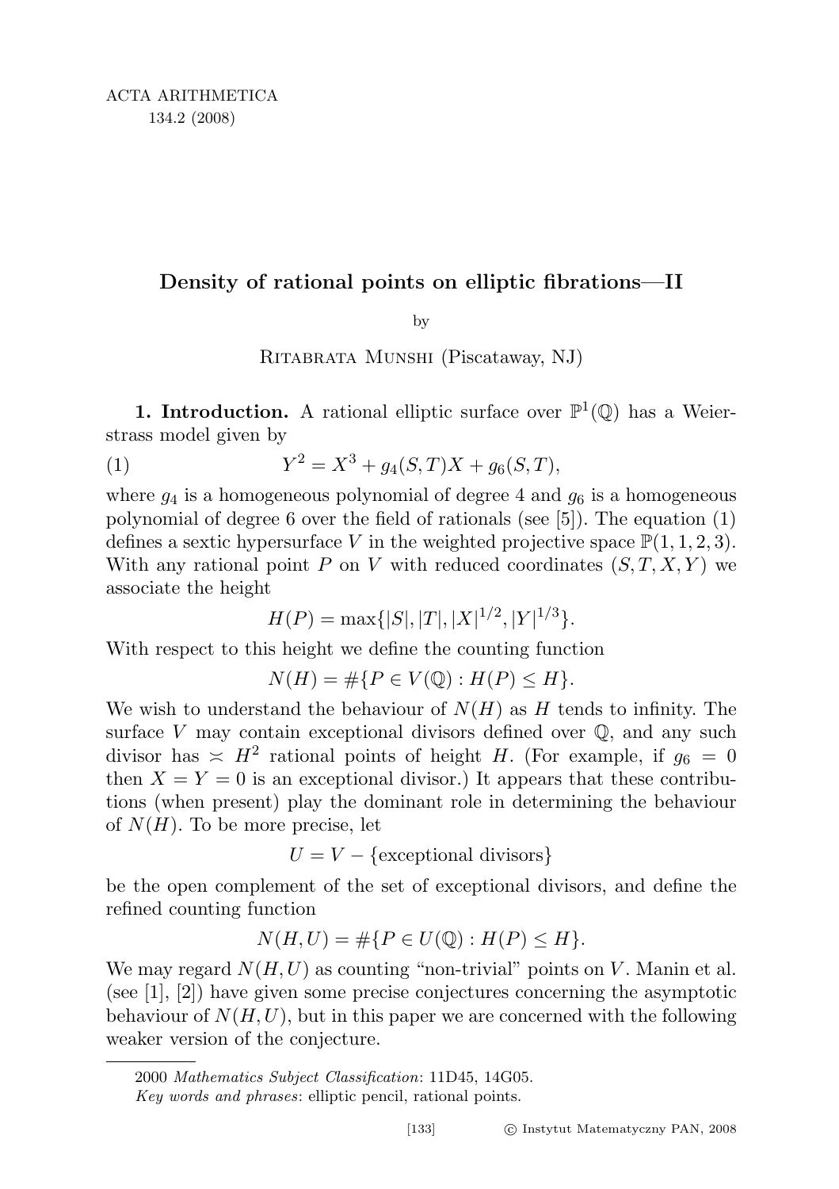# Density of rational points on elliptic fibrations—II

by

Ritabrata Munshi (Piscataway, NJ)

**1. Introduction.** A rational elliptic surface over $\mathbb{P}^1(\mathbb{Q})$ has a Weierstrass model given by

$$Y^2 = X^3 + g_4(S,T)X + g_6(S,T), \tag{1}$$

where $g_4$ is a homogeneous polynomial of degree 4 and $g_6$ is a homogeneous polynomial of degree 6 over the field of rationals (see [5]). The equation (1) defines a sextic hypersurface $V$ in the weighted projective space $\mathbb{P}(1,1,2,3)$. With any rational point $P$ on $V$ with reduced coordinates $(S,T,X,Y)$ we associate the height

$$H(P) = \max\{|S|, |T|, |X|^{1/2}, |Y|^{1/3}\}.$$

With respect to this height we define the counting function

$$N(H) = \#\{P \in V(\mathbb{Q}) : H(P) \le H\}.$$

We wish to understand the behaviour of $N(H)$ as $H$ tends to infinity. The surface $V$ may contain exceptional divisors defined over $\mathbb{Q}$, and any such divisor has $\asymp H^2$ rational points of height $H$. (For example, if $g_6 = 0$ then $X = Y = 0$ is an exceptional divisor.) It appears that these contributions (when present) play the dominant role in determining the behaviour of $N(H)$. To be more precise, let

$$U = V - \{\text{exceptional divisors}\}$$

be the open complement of the set of exceptional divisors, and define the refined counting function

$$N(H,U) = \#\{P \in U(\mathbb{Q}) : H(P) \le H\}.$$

We may regard $N(H,U)$ as counting "non-trivial" points on $V$. Manin et al. (see [1], [2]) have given some precise conjectures concerning the asymptotic behaviour of $N(H,U)$, but in this paper we are concerned with the following weaker version of the conjecture.

---

2000 *Mathematics Subject Classification*: 11D45, 14G05.

*Key words and phrases*: elliptic pencil, rational points.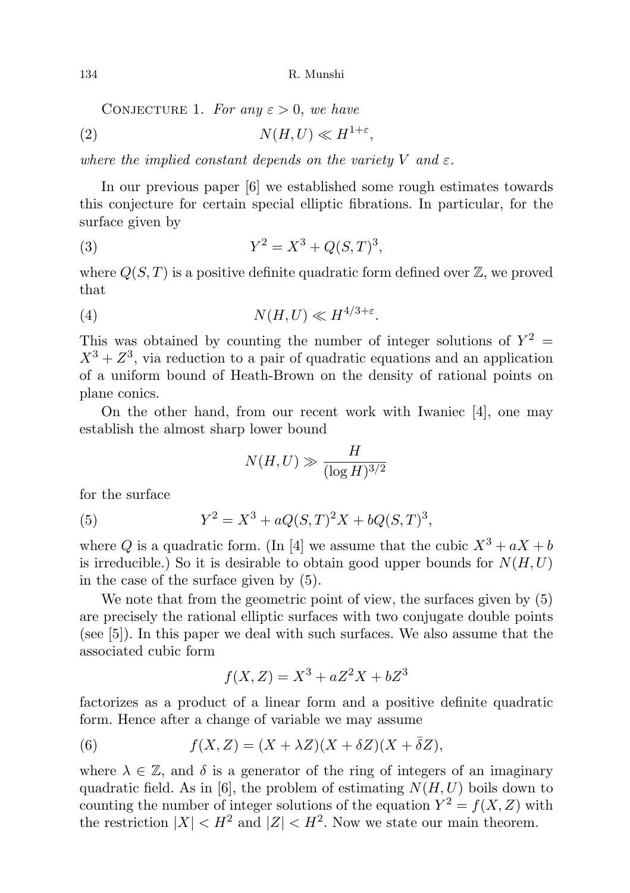Conjecture 1. *For any $\varepsilon > 0$, we have*

$$N(H,U) \ll H^{1+\varepsilon}, \tag{2}$$

*where the implied constant depends on the variety $V$ and $\varepsilon$.*

In our previous paper [6] we established some rough estimates towards this conjecture for certain special elliptic fibrations. In particular, for the surface given by

$$Y^2 = X^3 + Q(S,T)^3, \tag{3}$$

where $Q(S,T)$ is a positive definite quadratic form defined over $\mathbb{Z}$, we proved that

$$N(H,U) \ll H^{4/3+\varepsilon}. \tag{4}$$

This was obtained by counting the number of integer solutions of $Y^2 = X^3 + Z^3$, via reduction to a pair of quadratic equations and an application of a uniform bound of Heath-Brown on the density of rational points on plane conics.

On the other hand, from our recent work with Iwaniec [4], one may establish the almost sharp lower bound

$$N(H,U) \gg \frac{H}{(\log H)^{3/2}}$$

for the surface

$$Y^2 = X^3 + aQ(S,T)^2X + bQ(S,T)^3, \tag{5}$$

where $Q$ is a quadratic form. (In [4] we assume that the cubic $X^3 + aX + b$ is irreducible.) So it is desirable to obtain good upper bounds for $N(H,U)$ in the case of the surface given by (5).

We note that from the geometric point of view, the surfaces given by (5) are precisely the rational elliptic surfaces with two conjugate double points (see [5]). In this paper we deal with such surfaces. We also assume that the associated cubic form

$$f(X,Z) = X^3 + aZ^2X + bZ^3$$

factorizes as a product of a linear form and a positive definite quadratic form. Hence after a change of variable we may assume

$$f(X,Z) = (X + \lambda Z)(X + \delta Z)(X + \bar{\delta}Z), \tag{6}$$

where $\lambda \in \mathbb{Z}$, and $\delta$ is a generator of the ring of integers of an imaginary quadratic field. As in [6], the problem of estimating $N(H,U)$ boils down to counting the number of integer solutions of the equation $Y^2 = f(X,Z)$ with the restriction $|X| < H^2$ and $|Z| < H^2$. Now we state our main theorem.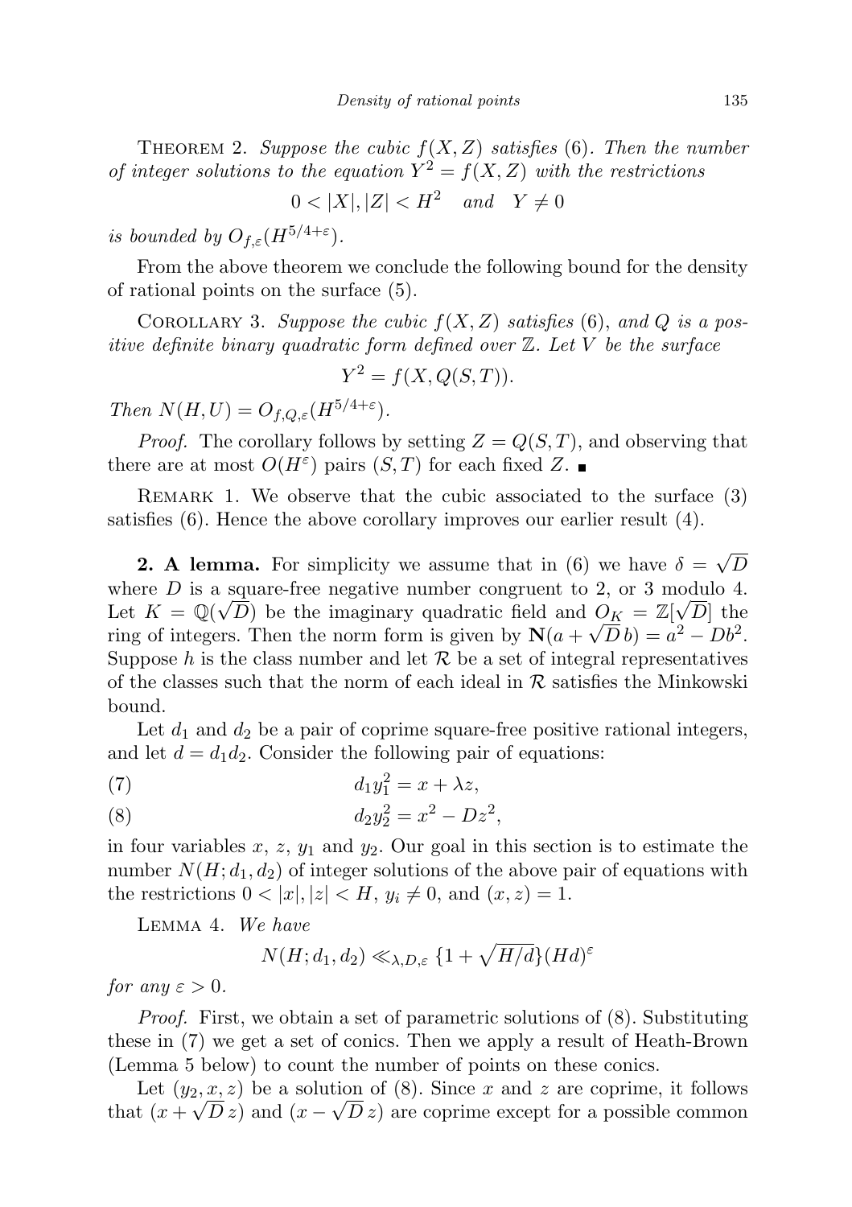Theorem 2. *Suppose the cubic $f(X,Z)$ satisfies* (6). *Then the number of integer solutions to the equation $Y^2 = f(X,Z)$ with the restrictions*

$$0 < |X|, |Z| < H^2 \quad \textit{and} \quad Y \neq 0$$

*is bounded by $O_{f,\varepsilon}(H^{5/4+\varepsilon})$.*

From the above theorem we conclude the following bound for the density of rational points on the surface (5).

Corollary 3. *Suppose the cubic $f(X,Z)$ satisfies* (6), *and $Q$ is a positive definite binary quadratic form defined over $\mathbb{Z}$. Let $V$ be the surface*

$$Y^2 = f(X, Q(S,T)).$$

*Then $N(H,U) = O_{f,Q,\varepsilon}(H^{5/4+\varepsilon})$.*

*Proof.* The corollary follows by setting $Z = Q(S,T)$, and observing that there are at most $O(H^\varepsilon)$ pairs $(S,T)$ for each fixed $Z$. ∎

Remark 1. We observe that the cubic associated to the surface (3) satisfies (6). Hence the above corollary improves our earlier result (4).

**2. A lemma.** For simplicity we assume that in (6) we have $\delta = \sqrt{D}$ where $D$ is a square-free negative number congruent to 2, or 3 modulo 4. Let $K = \mathbb{Q}(\sqrt{D})$ be the imaginary quadratic field and $O_K = \mathbb{Z}[\sqrt{D}]$ the ring of integers. Then the norm form is given by $\mathbf{N}(a + \sqrt{D}\, b) = a^2 - Db^2$. Suppose $h$ is the class number and let $\mathcal{R}$ be a set of integral representatives of the classes such that the norm of each ideal in $\mathcal{R}$ satisfies the Minkowski bound.

Let $d_1$ and $d_2$ be a pair of coprime square-free positive rational integers, and let $d = d_1 d_2$. Consider the following pair of equations:

$$d_1 y_1^2 = x + \lambda z, \tag{7}$$

$$d_2 y_2^2 = x^2 - Dz^2, \tag{8}$$

in four variables $x$, $z$, $y_1$ and $y_2$. Our goal in this section is to estimate the number $N(H; d_1, d_2)$ of integer solutions of the above pair of equations with the restrictions $0 < |x|, |z| < H$, $y_i \neq 0$, and $(x,z) = 1$.

Lemma 4. *We have*

$$N(H; d_1, d_2) \ll_{\lambda, D, \varepsilon} \{1 + \sqrt{H/d}\}(Hd)^\varepsilon$$

*for any $\varepsilon > 0$.*

*Proof.* First, we obtain a set of parametric solutions of (8). Substituting these in (7) we get a set of conics. Then we apply a result of Heath-Brown (Lemma 5 below) to count the number of points on these conics.

Let $(y_2, x, z)$ be a solution of (8). Since $x$ and $z$ are coprime, it follows that $(x + \sqrt{D}\, z)$ and $(x - \sqrt{D}\, z)$ are coprime except for a possible common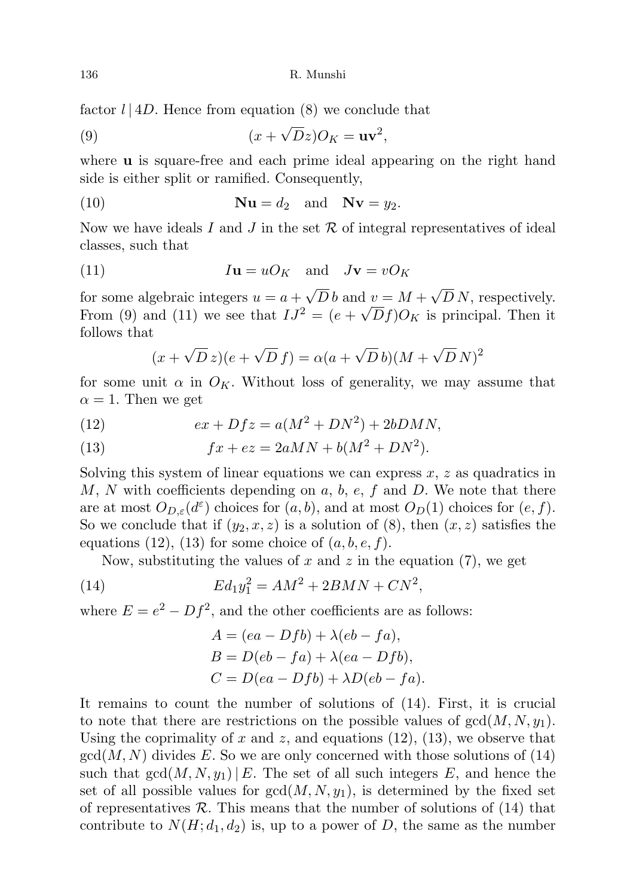factor $l \mid 4D$. Hence from equation (8) we conclude that

$$(x+\sqrt{D}z)O_K = \mathbf{u}\mathbf{v}^2, \tag{9}$$

where $\mathbf{u}$ is square-free and each prime ideal appearing on the right hand side is either split or ramified. Consequently,

$$\mathbf{N}\mathbf{u} = d_2 \quad \text{and} \quad \mathbf{N}\mathbf{v} = y_2. \tag{10}$$

Now we have ideals $I$ and $J$ in the set $\mathcal{R}$ of integral representatives of ideal classes, such that

$$I\mathbf{u} = uO_K \quad \text{and} \quad J\mathbf{v} = vO_K \tag{11}$$

for some algebraic integers $u = a+\sqrt{D}\,b$ and $v = M+\sqrt{D}\,N$, respectively. From (9) and (11) we see that $IJ^2 = (e+\sqrt{D}f)O_K$ is principal. Then it follows that

$$(x+\sqrt{D}\,z)(e+\sqrt{D}\,f) = \alpha(a+\sqrt{D}\,b)(M+\sqrt{D}\,N)^2$$

for some unit $\alpha$ in $O_K$. Without loss of generality, we may assume that $\alpha = 1$. Then we get

$$ex + Dfz = a(M^2+DN^2) + 2bDMN, \tag{12}$$

$$fx + ez = 2aMN + b(M^2+DN^2). \tag{13}$$

Solving this system of linear equations we can express $x$, $z$ as quadratics in $M$, $N$ with coefficients depending on $a$, $b$, $e$, $f$ and $D$. We note that there are at most $O_{D,\varepsilon}(d^{\varepsilon})$ choices for $(a,b)$, and at most $O_D(1)$ choices for $(e,f)$. So we conclude that if $(y_2,x,z)$ is a solution of (8), then $(x,z)$ satisfies the equations (12), (13) for some choice of $(a,b,e,f)$.

Now, substituting the values of $x$ and $z$ in the equation (7), we get

$$Ed_1y_1^2 = AM^2 + 2BMN + CN^2, \tag{14}$$

where $E = e^2 - Df^2$, and the other coefficients are as follows:

$$A = (ea - Dfb) + \lambda(eb - fa),$$
$$B = D(eb - fa) + \lambda(ea - Dfb),$$
$$C = D(ea - Dfb) + \lambda D(eb - fa).$$

It remains to count the number of solutions of (14). First, it is crucial to note that there are restrictions on the possible values of $\gcd(M,N,y_1)$. Using the coprimality of $x$ and $z$, and equations (12), (13), we observe that $\gcd(M,N)$ divides $E$. So we are only concerned with those solutions of (14) such that $\gcd(M,N,y_1) \mid E$. The set of all such integers $E$, and hence the set of all possible values for $\gcd(M,N,y_1)$, is determined by the fixed set of representatives $\mathcal{R}$. This means that the number of solutions of (14) that contribute to $N(H;d_1,d_2)$ is, up to a power of $D$, the same as the number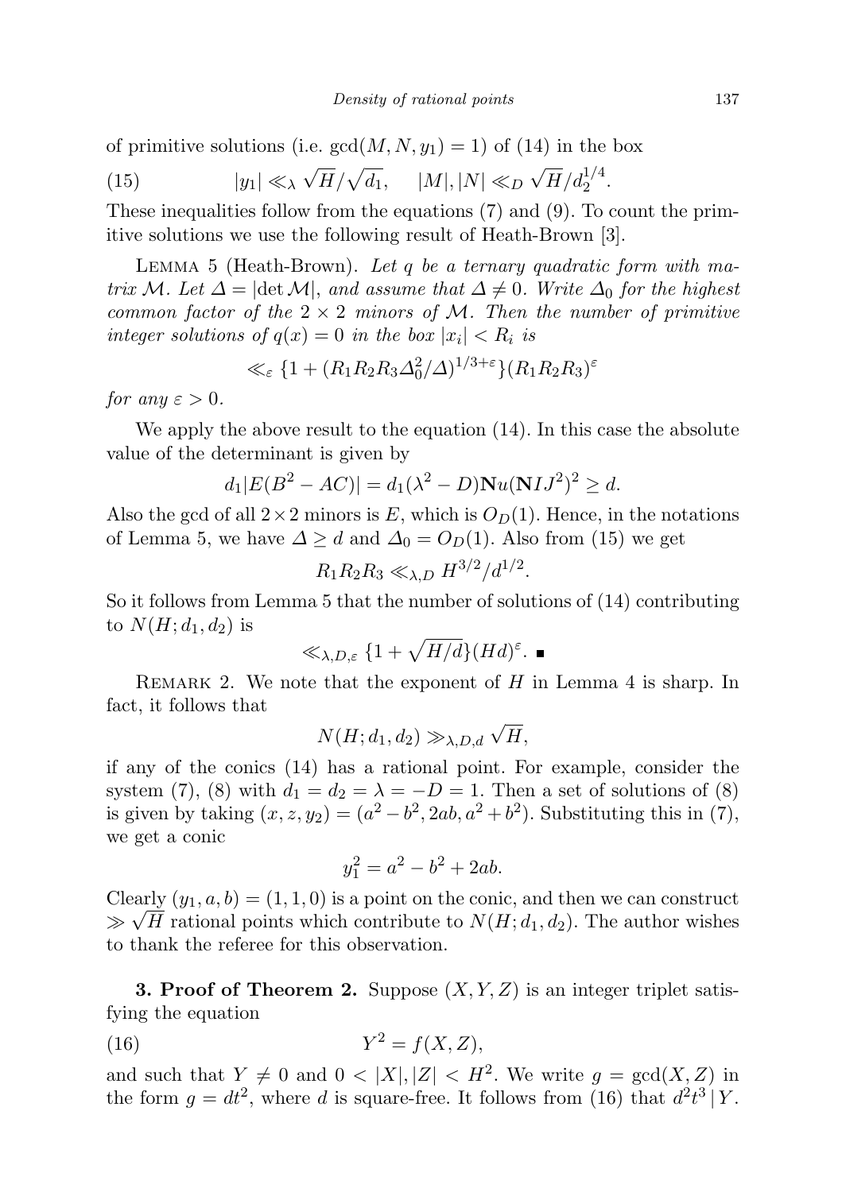of primitive solutions (i.e. $\gcd(M,N,y_1)=1$) of (14) in the box

$$(15)\qquad |y_1| \ll_\lambda \sqrt{H}/\sqrt{d_1}, \qquad |M|,|N| \ll_D \sqrt{H}/d_2^{1/4}.$$

These inequalities follow from the equations (7) and (9). To count the primitive solutions we use the following result of Heath-Brown [3].

Lemma 5 (Heath-Brown). *Let $q$ be a ternary quadratic form with matrix $\mathcal{M}$. Let $\Delta = |\det \mathcal{M}|$, and assume that $\Delta \neq 0$. Write $\Delta_0$ for the highest common factor of the $2\times 2$ minors of $\mathcal{M}$. Then the number of primitive integer solutions of $q(x)=0$ in the box $|x_i| < R_i$ is*

$$\ll_\varepsilon \{1 + (R_1R_2R_3\Delta_0^2/\Delta)^{1/3+\varepsilon}\}(R_1R_2R_3)^\varepsilon$$

*for any $\varepsilon > 0$.*

We apply the above result to the equation (14). In this case the absolute value of the determinant is given by

$$d_1|E(B^2-AC)| = d_1(\lambda^2 - D)\mathbf{N}u(\mathbf{N}IJ^2)^2 \geq d.$$

Also the gcd of all $2\times 2$ minors is $E$, which is $O_D(1)$. Hence, in the notations of Lemma 5, we have $\Delta \geq d$ and $\Delta_0 = O_D(1)$. Also from (15) we get

$$R_1R_2R_3 \ll_{\lambda,D} H^{3/2}/d^{1/2}.$$

So it follows from Lemma 5 that the number of solutions of (14) contributing to $N(H;d_1,d_2)$ is

$$\ll_{\lambda,D,\varepsilon} \{1 + \sqrt{H/d}\}(Hd)^\varepsilon. \ \blacksquare$$

Remark 2. We note that the exponent of $H$ in Lemma 4 is sharp. In fact, it follows that

$$N(H;d_1,d_2) \gg_{\lambda,D,d} \sqrt{H},$$

if any of the conics (14) has a rational point. For example, consider the system (7), (8) with $d_1 = d_2 = \lambda = -D = 1$. Then a set of solutions of (8) is given by taking $(x,z,y_2) = (a^2-b^2, 2ab, a^2+b^2)$. Substituting this in (7), we get a conic

$$y_1^2 = a^2 - b^2 + 2ab.$$

Clearly $(y_1,a,b) = (1,1,0)$ is a point on the conic, and then we can construct $\gg \sqrt{H}$ rational points which contribute to $N(H;d_1,d_2)$. The author wishes to thank the referee for this observation.

**3. Proof of Theorem 2.** Suppose $(X,Y,Z)$ is an integer triplet satisfying the equation

$$(16)\qquad Y^2 = f(X,Z),$$

and such that $Y \neq 0$ and $0 < |X|,|Z| < H^2$. We write $g = \gcd(X,Z)$ in the form $g = dt^2$, where $d$ is square-free. It follows from (16) that $d^2t^3 \mid Y$.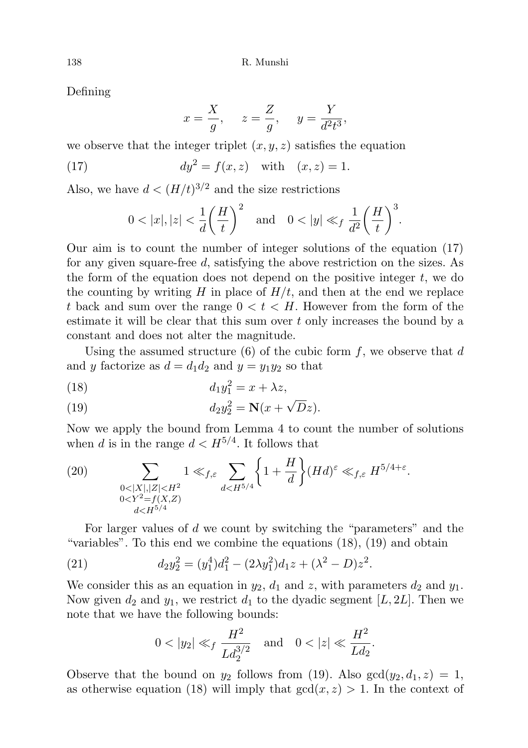Defining

$$x = \frac{X}{g}, \quad z = \frac{Z}{g}, \quad y = \frac{Y}{d^2t^3},$$

we observe that the integer triplet $(x, y, z)$ satisfies the equation

$$dy^2 = f(x, z) \quad \text{with} \quad (x, z) = 1. \tag{17}$$

Also, we have $d < (H/t)^{3/2}$ and the size restrictions

$$0 < |x|, |z| < \frac{1}{d}\left(\frac{H}{t}\right)^2 \quad \text{and} \quad 0 < |y| \ll_f \frac{1}{d^2}\left(\frac{H}{t}\right)^3.$$

Our aim is to count the number of integer solutions of the equation (17) for any given square-free $d$, satisfying the above restriction on the sizes. As the form of the equation does not depend on the positive integer $t$, we do the counting by writing $H$ in place of $H/t$, and then at the end we replace $t$ back and sum over the range $0 < t < H$. However from the form of the estimate it will be clear that this sum over $t$ only increases the bound by a constant and does not alter the magnitude.

Using the assumed structure (6) of the cubic form $f$, we observe that $d$ and $y$ factorize as $d = d_1d_2$ and $y = y_1y_2$ so that

$$d_1y_1^2 = x + \lambda z, \tag{18}$$

$$d_2y_2^2 = \mathbf{N}(x + \sqrt{D}z). \tag{19}$$

Now we apply the bound from Lemma 4 to count the number of solutions when $d$ is in the range $d < H^{5/4}$. It follows that

$$\sum_{\substack{0<|X|,|Z|<H^2 \\ 0<Y^2=f(X,Z) \\ d<H^{5/4}}} 1 \ll_{f,\varepsilon} \sum_{d<H^{5/4}} \left\{1 + \frac{H}{d}\right\}(Hd)^\varepsilon \ll_{f,\varepsilon} H^{5/4+\varepsilon}. \tag{20}$$

For larger values of $d$ we count by switching the "parameters" and the "variables". To this end we combine the equations (18), (19) and obtain

$$d_2y_2^2 = (y_1^4)d_1^2 - (2\lambda y_1^2)d_1z + (\lambda^2 - D)z^2. \tag{21}$$

We consider this as an equation in $y_2$, $d_1$ and $z$, with parameters $d_2$ and $y_1$. Now given $d_2$ and $y_1$, we restrict $d_1$ to the dyadic segment $[L, 2L]$. Then we note that we have the following bounds:

$$0 < |y_2| \ll_f \frac{H^2}{Ld_2^{3/2}} \quad \text{and} \quad 0 < |z| \ll \frac{H^2}{Ld_2}.$$

Observe that the bound on $y_2$ follows from (19). Also $\gcd(y_2, d_1, z) = 1$, as otherwise equation (18) will imply that $\gcd(x, z) > 1$. In the context of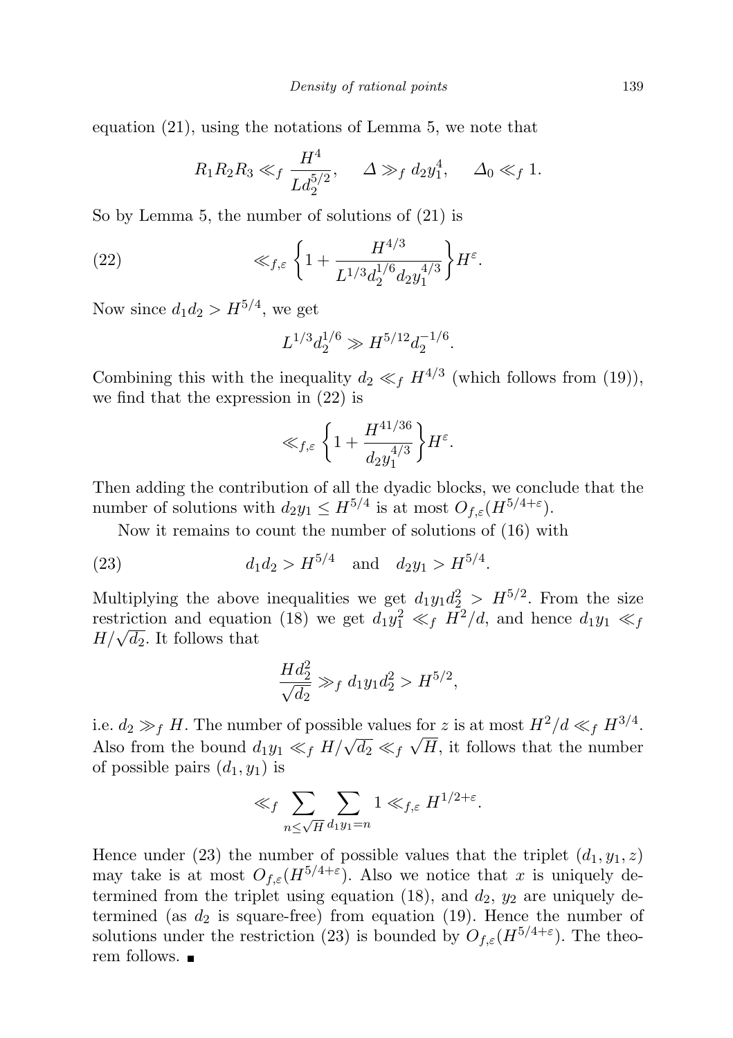equation (21), using the notations of Lemma 5, we note that

$$R_1R_2R_3 \ll_f \frac{H^4}{Ld_2^{5/2}}, \quad \Delta \gg_f d_2 y_1^4, \quad \Delta_0 \ll_f 1.$$

So by Lemma 5, the number of solutions of (21) is

$$\ll_{f,\varepsilon} \left\{1 + \frac{H^{4/3}}{L^{1/3} d_2^{1/6} d_2 y_1^{4/3}}\right\} H^{\varepsilon}. \tag{22}$$

Now since $d_1 d_2 > H^{5/4}$, we get

$$L^{1/3} d_2^{1/6} \gg H^{5/12} d_2^{-1/6}.$$

Combining this with the inequality $d_2 \ll_f H^{4/3}$ (which follows from (19)), we find that the expression in (22) is

$$\ll_{f,\varepsilon} \left\{1 + \frac{H^{41/36}}{d_2 y_1^{4/3}}\right\} H^{\varepsilon}.$$

Then adding the contribution of all the dyadic blocks, we conclude that the number of solutions with $d_2 y_1 \le H^{5/4}$ is at most $O_{f,\varepsilon}(H^{5/4+\varepsilon})$.

Now it remains to count the number of solutions of (16) with

$$d_1 d_2 > H^{5/4} \quad \text{and} \quad d_2 y_1 > H^{5/4}. \tag{23}$$

Multiplying the above inequalities we get $d_1 y_1 d_2^2 > H^{5/2}$. From the size restriction and equation (18) we get $d_1 y_1^2 \ll_f H^2/d$, and hence $d_1 y_1 \ll_f H/\sqrt{d_2}$. It follows that

$$\frac{H d_2^2}{\sqrt{d_2}} \gg_f d_1 y_1 d_2^2 > H^{5/2},$$

i.e. $d_2 \gg_f H$. The number of possible values for $z$ is at most $H^2/d \ll_f H^{3/4}$. Also from the bound $d_1 y_1 \ll_f H/\sqrt{d_2} \ll_f \sqrt{H}$, it follows that the number of possible pairs $(d_1, y_1)$ is

$$\ll_f \sum_{n \le \sqrt{H}} \sum_{d_1 y_1 = n} 1 \ll_{f,\varepsilon} H^{1/2+\varepsilon}.$$

Hence under (23) the number of possible values that the triplet $(d_1, y_1, z)$ may take is at most $O_{f,\varepsilon}(H^{5/4+\varepsilon})$. Also we notice that $x$ is uniquely determined from the triplet using equation (18), and $d_2$, $y_2$ are uniquely determined (as $d_2$ is square-free) from equation (19). Hence the number of solutions under the restriction (23) is bounded by $O_{f,\varepsilon}(H^{5/4+\varepsilon})$. The theorem follows. ∎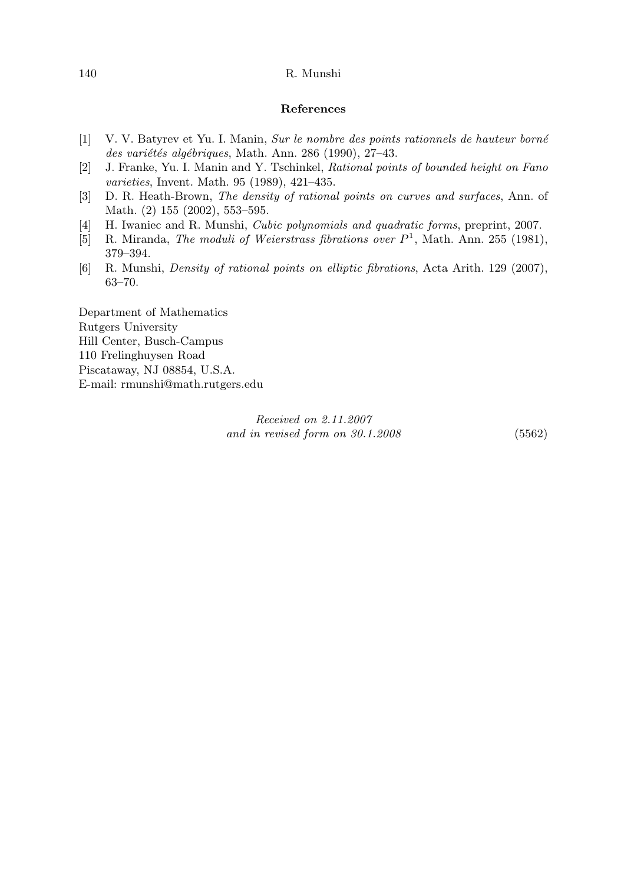## References

[1] V. V. Batyrev et Yu. I. Manin, *Sur le nombre des points rationnels de hauteur borné des variétés algébriques*, Math. Ann. 286 (1990), 27–43.

[2] J. Franke, Yu. I. Manin and Y. Tschinkel, *Rational points of bounded height on Fano varieties*, Invent. Math. 95 (1989), 421–435.

[3] D. R. Heath-Brown, *The density of rational points on curves and surfaces*, Ann. of Math. (2) 155 (2002), 553–595.

[4] H. Iwaniec and R. Munshi, *Cubic polynomials and quadratic forms*, preprint, 2007.

[5] R. Miranda, *The moduli of Weierstrass fibrations over $P^1$*, Math. Ann. 255 (1981), 379–394.

[6] R. Munshi, *Density of rational points on elliptic fibrations*, Acta Arith. 129 (2007), 63–70.

Department of Mathematics
Rutgers University
Hill Center, Busch-Campus
110 Frelinghuysen Road
Piscataway, NJ 08854, U.S.A.
E-mail: rmunshi@math.rutgers.edu

*Received on 2.11.2007*
*and in revised form on 30.1.2008* (5562)